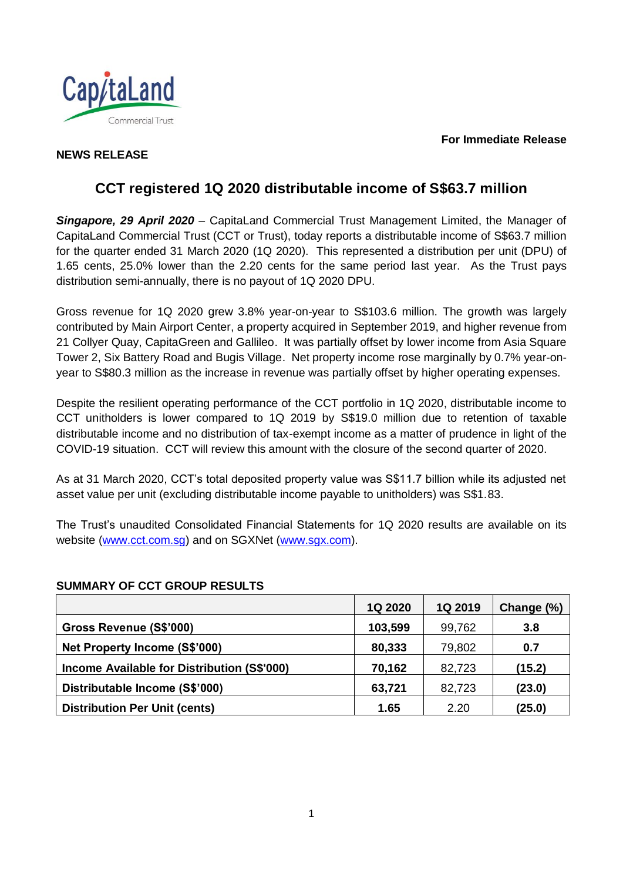**For Immediate Release**

**NEWS RELEASE**

# CCT registered 1Q 2020 distributable income of S$63.7 million

***Singapore, 29 April 2020*** – CapitaLand Commercial Trust Management Limited, the Manager of CapitaLand Commercial Trust (CCT or Trust), today reports a distributable income of S$63.7 million for the quarter ended 31 March 2020 (1Q 2020). This represented a distribution per unit (DPU) of 1.65 cents, 25.0% lower than the 2.20 cents for the same period last year. As the Trust pays distribution semi-annually, there is no payout of 1Q 2020 DPU.

Gross revenue for 1Q 2020 grew 3.8% year-on-year to S$103.6 million. The growth was largely contributed by Main Airport Center, a property acquired in September 2019, and higher revenue from 21 Collyer Quay, CapitaGreen and Gallileo. It was partially offset by lower income from Asia Square Tower 2, Six Battery Road and Bugis Village. Net property income rose marginally by 0.7% year-on-year to S$80.3 million as the increase in revenue was partially offset by higher operating expenses.

Despite the resilient operating performance of the CCT portfolio in 1Q 2020, distributable income to CCT unitholders is lower compared to 1Q 2019 by S$19.0 million due to retention of taxable distributable income and no distribution of tax-exempt income as a matter of prudence in light of the COVID-19 situation. CCT will review this amount with the closure of the second quarter of 2020.

As at 31 March 2020, CCT's total deposited property value was S$11.7 billion while its adjusted net asset value per unit (excluding distributable income payable to unitholders) was S$1.83.

The Trust's unaudited Consolidated Financial Statements for 1Q 2020 results are available on its website (www.cct.com.sg) and on SGXNet (www.sgx.com).

**SUMMARY OF CCT GROUP RESULTS**

| | 1Q 2020 | 1Q 2019 | Change (%) |
|---|---|---|---|
| **Gross Revenue (S$'000)** | **103,599** | 99,762 | **3.8** |
| **Net Property Income (S$'000)** | **80,333** | 79,802 | **0.7** |
| **Income Available for Distribution (S$'000)** | **70,162** | 82,723 | **(15.2)** |
| **Distributable Income (S$'000)** | **63,721** | 82,723 | **(23.0)** |
| **Distribution Per Unit (cents)** | **1.65** | 2.20 | **(25.0)** |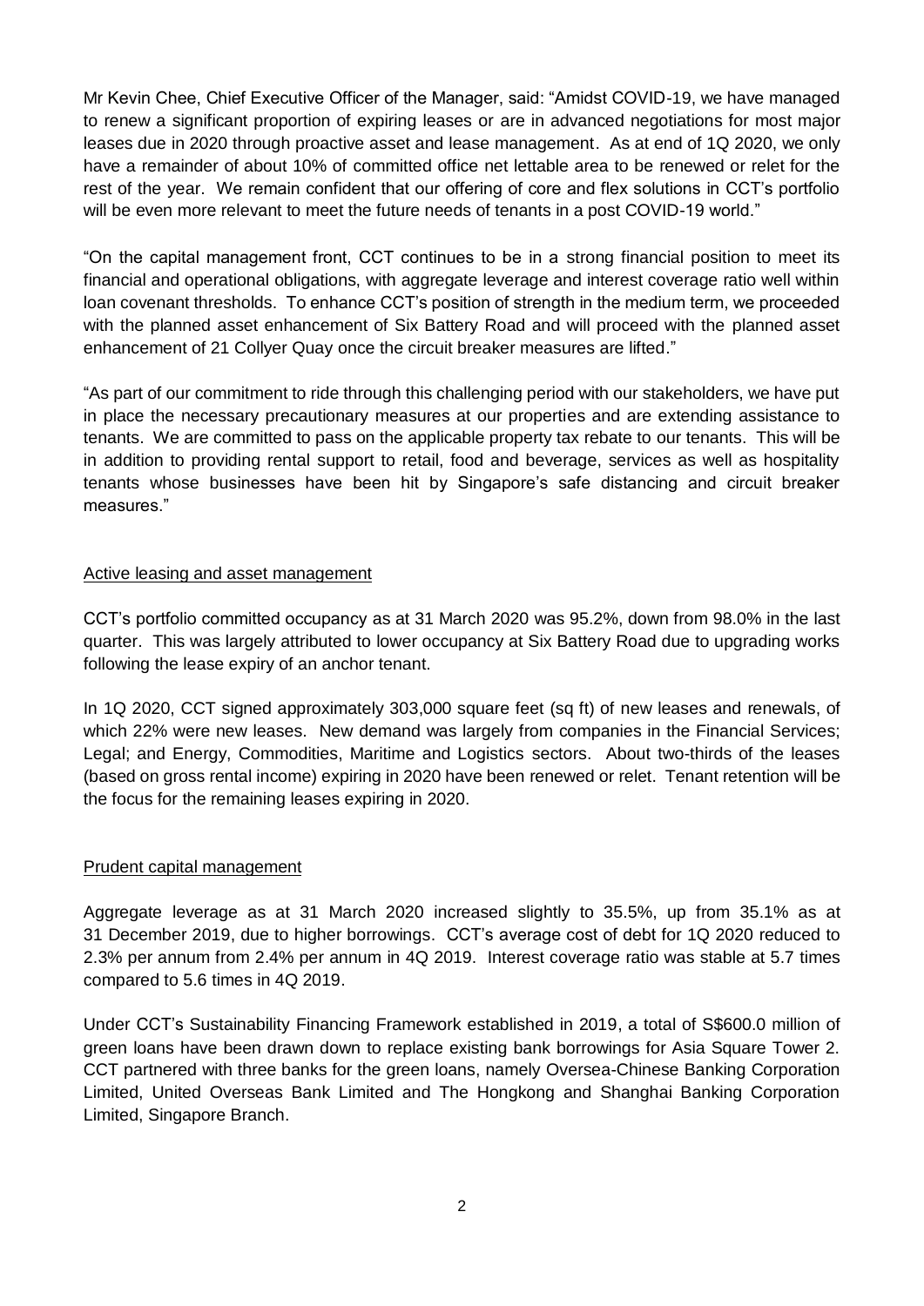Mr Kevin Chee, Chief Executive Officer of the Manager, said: "Amidst COVID-19, we have managed to renew a significant proportion of expiring leases or are in advanced negotiations for most major leases due in 2020 through proactive asset and lease management. As at end of 1Q 2020, we only have a remainder of about 10% of committed office net lettable area to be renewed or relet for the rest of the year. We remain confident that our offering of core and flex solutions in CCT's portfolio will be even more relevant to meet the future needs of tenants in a post COVID-19 world."

"On the capital management front, CCT continues to be in a strong financial position to meet its financial and operational obligations, with aggregate leverage and interest coverage ratio well within loan covenant thresholds. To enhance CCT's position of strength in the medium term, we proceeded with the planned asset enhancement of Six Battery Road and will proceed with the planned asset enhancement of 21 Collyer Quay once the circuit breaker measures are lifted."

"As part of our commitment to ride through this challenging period with our stakeholders, we have put in place the necessary precautionary measures at our properties and are extending assistance to tenants. We are committed to pass on the applicable property tax rebate to our tenants. This will be in addition to providing rental support to retail, food and beverage, services as well as hospitality tenants whose businesses have been hit by Singapore's safe distancing and circuit breaker measures."

## Active leasing and asset management

CCT's portfolio committed occupancy as at 31 March 2020 was 95.2%, down from 98.0% in the last quarter. This was largely attributed to lower occupancy at Six Battery Road due to upgrading works following the lease expiry of an anchor tenant.

In 1Q 2020, CCT signed approximately 303,000 square feet (sq ft) of new leases and renewals, of which 22% were new leases. New demand was largely from companies in the Financial Services; Legal; and Energy, Commodities, Maritime and Logistics sectors. About two-thirds of the leases (based on gross rental income) expiring in 2020 have been renewed or relet. Tenant retention will be the focus for the remaining leases expiring in 2020.

## Prudent capital management

Aggregate leverage as at 31 March 2020 increased slightly to 35.5%, up from 35.1% as at 31 December 2019, due to higher borrowings. CCT's average cost of debt for 1Q 2020 reduced to 2.3% per annum from 2.4% per annum in 4Q 2019. Interest coverage ratio was stable at 5.7 times compared to 5.6 times in 4Q 2019.

Under CCT's Sustainability Financing Framework established in 2019, a total of S$600.0 million of green loans have been drawn down to replace existing bank borrowings for Asia Square Tower 2. CCT partnered with three banks for the green loans, namely Oversea-Chinese Banking Corporation Limited, United Overseas Bank Limited and The Hongkong and Shanghai Banking Corporation Limited, Singapore Branch.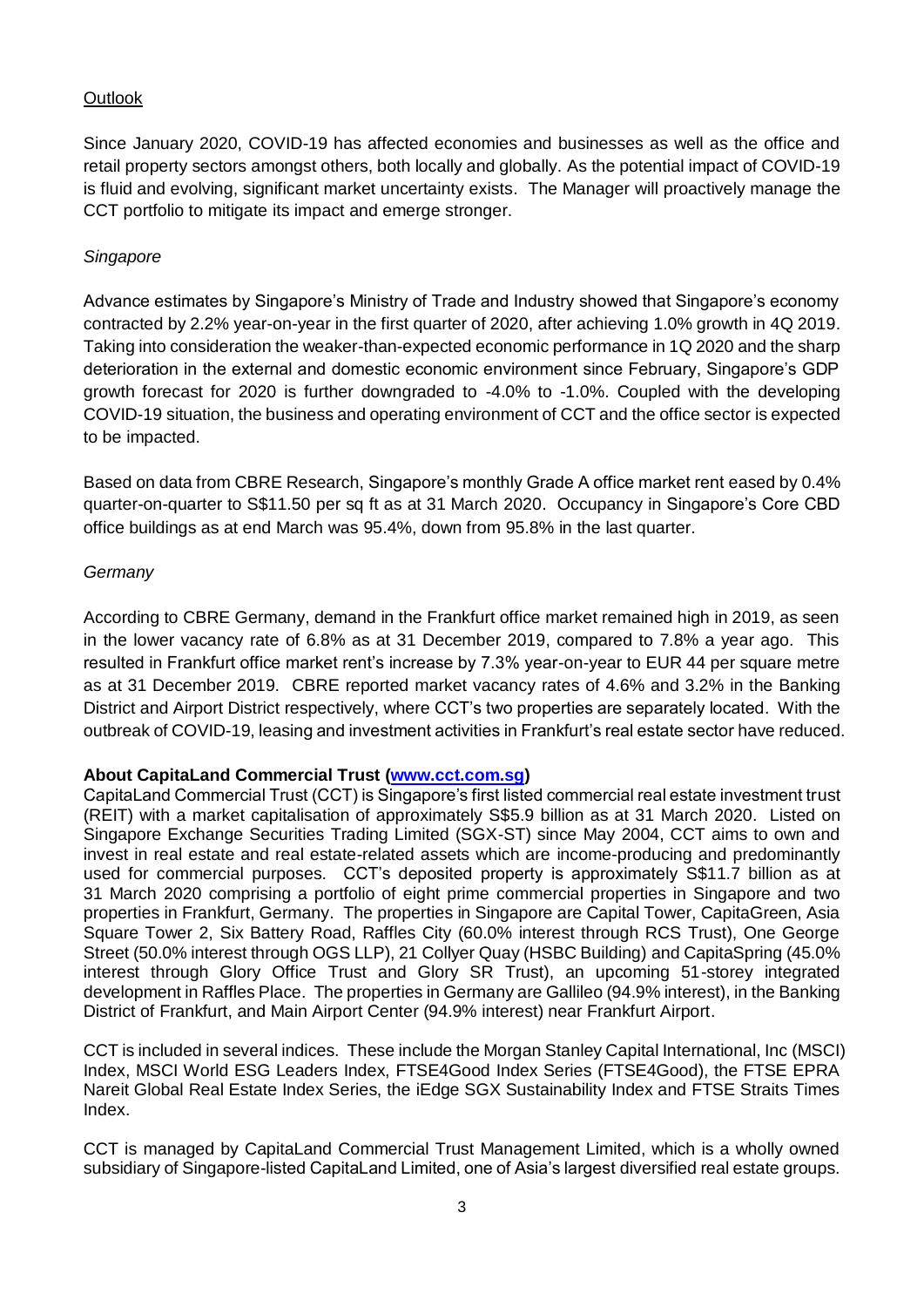<u>Outlook</u>

Since January 2020, COVID-19 has affected economies and businesses as well as the office and retail property sectors amongst others, both locally and globally. As the potential impact of COVID-19 is fluid and evolving, significant market uncertainty exists. The Manager will proactively manage the CCT portfolio to mitigate its impact and emerge stronger.

*Singapore*

Advance estimates by Singapore's Ministry of Trade and Industry showed that Singapore's economy contracted by 2.2% year-on-year in the first quarter of 2020, after achieving 1.0% growth in 4Q 2019. Taking into consideration the weaker-than-expected economic performance in 1Q 2020 and the sharp deterioration in the external and domestic economic environment since February, Singapore's GDP growth forecast for 2020 is further downgraded to -4.0% to -1.0%. Coupled with the developing COVID-19 situation, the business and operating environment of CCT and the office sector is expected to be impacted.

Based on data from CBRE Research, Singapore's monthly Grade A office market rent eased by 0.4% quarter-on-quarter to S$11.50 per sq ft as at 31 March 2020. Occupancy in Singapore's Core CBD office buildings as at end March was 95.4%, down from 95.8% in the last quarter.

*Germany*

According to CBRE Germany, demand in the Frankfurt office market remained high in 2019, as seen in the lower vacancy rate of 6.8% as at 31 December 2019, compared to 7.8% a year ago. This resulted in Frankfurt office market rent's increase by 7.3% year-on-year to EUR 44 per square metre as at 31 December 2019. CBRE reported market vacancy rates of 4.6% and 3.2% in the Banking District and Airport District respectively, where CCT's two properties are separately located. With the outbreak of COVID-19, leasing and investment activities in Frankfurt's real estate sector have reduced.

**About CapitaLand Commercial Trust ([www.cct.com.sg](http://www.cct.com.sg))**

CapitaLand Commercial Trust (CCT) is Singapore's first listed commercial real estate investment trust (REIT) with a market capitalisation of approximately S$5.9 billion as at 31 March 2020. Listed on Singapore Exchange Securities Trading Limited (SGX-ST) since May 2004, CCT aims to own and invest in real estate and real estate-related assets which are income-producing and predominantly used for commercial purposes. CCT's deposited property is approximately S$11.7 billion as at 31 March 2020 comprising a portfolio of eight prime commercial properties in Singapore and two properties in Frankfurt, Germany. The properties in Singapore are Capital Tower, CapitaGreen, Asia Square Tower 2, Six Battery Road, Raffles City (60.0% interest through RCS Trust), One George Street (50.0% interest through OGS LLP), 21 Collyer Quay (HSBC Building) and CapitaSpring (45.0% interest through Glory Office Trust and Glory SR Trust), an upcoming 51-storey integrated development in Raffles Place. The properties in Germany are Gallileo (94.9% interest), in the Banking District of Frankfurt, and Main Airport Center (94.9% interest) near Frankfurt Airport.

CCT is included in several indices. These include the Morgan Stanley Capital International, Inc (MSCI) Index, MSCI World ESG Leaders Index, FTSE4Good Index Series (FTSE4Good), the FTSE EPRA Nareit Global Real Estate Index Series, the iEdge SGX Sustainability Index and FTSE Straits Times Index.

CCT is managed by CapitaLand Commercial Trust Management Limited, which is a wholly owned subsidiary of Singapore-listed CapitaLand Limited, one of Asia's largest diversified real estate groups.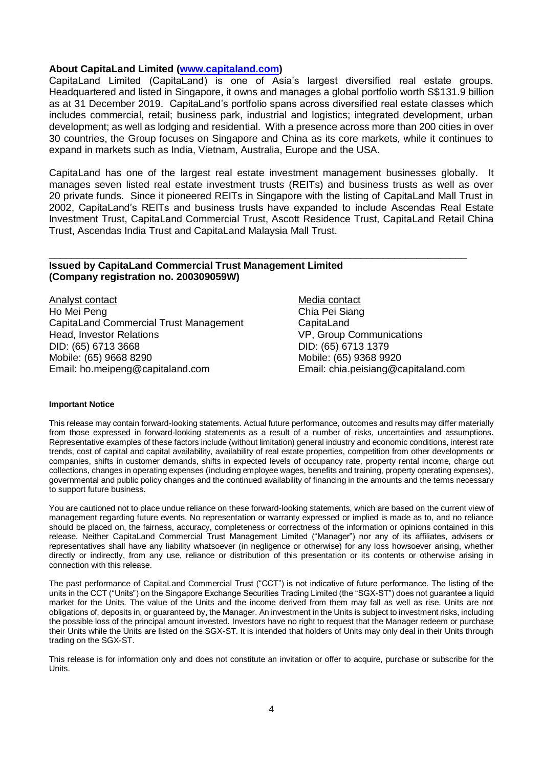**About CapitaLand Limited ([www.capitaland.com](www.capitaland.com))**

CapitaLand Limited (CapitaLand) is one of Asia's largest diversified real estate groups. Headquartered and listed in Singapore, it owns and manages a global portfolio worth S$131.9 billion as at 31 December 2019. CapitaLand's portfolio spans across diversified real estate classes which includes commercial, retail; business park, industrial and logistics; integrated development, urban development; as well as lodging and residential. With a presence across more than 200 cities in over 30 countries, the Group focuses on Singapore and China as its core markets, while it continues to expand in markets such as India, Vietnam, Australia, Europe and the USA.

CapitaLand has one of the largest real estate investment management businesses globally. It manages seven listed real estate investment trusts (REITs) and business trusts as well as over 20 private funds. Since it pioneered REITs in Singapore with the listing of CapitaLand Mall Trust in 2002, CapitaLand's REITs and business trusts have expanded to include Ascendas Real Estate Investment Trust, CapitaLand Commercial Trust, Ascott Residence Trust, CapitaLand Retail China Trust, Ascendas India Trust and CapitaLand Malaysia Mall Trust.

---

**Issued by CapitaLand Commercial Trust Management Limited**
**(Company registration no. 200309059W)**

Analyst contact
Ho Mei Peng
CapitaLand Commercial Trust Management
Head, Investor Relations
DID: (65) 6713 3668
Mobile: (65) 9668 8290
Email: ho.meipeng@capitaland.com

Media contact
Chia Pei Siang
CapitaLand
VP, Group Communications
DID: (65) 6713 1379
Mobile: (65) 9368 9920
Email: chia.peisiang@capitaland.com

**Important Notice**

This release may contain forward-looking statements. Actual future performance, outcomes and results may differ materially from those expressed in forward-looking statements as a result of a number of risks, uncertainties and assumptions. Representative examples of these factors include (without limitation) general industry and economic conditions, interest rate trends, cost of capital and capital availability, availability of real estate properties, competition from other developments or companies, shifts in customer demands, shifts in expected levels of occupancy rate, property rental income, charge out collections, changes in operating expenses (including employee wages, benefits and training, property operating expenses), governmental and public policy changes and the continued availability of financing in the amounts and the terms necessary to support future business.

You are cautioned not to place undue reliance on these forward-looking statements, which are based on the current view of management regarding future events. No representation or warranty expressed or implied is made as to, and no reliance should be placed on, the fairness, accuracy, completeness or correctness of the information or opinions contained in this release. Neither CapitaLand Commercial Trust Management Limited ("Manager") nor any of its affiliates, advisers or representatives shall have any liability whatsoever (in negligence or otherwise) for any loss howsoever arising, whether directly or indirectly, from any use, reliance or distribution of this presentation or its contents or otherwise arising in connection with this release.

The past performance of CapitaLand Commercial Trust ("CCT") is not indicative of future performance. The listing of the units in the CCT ("Units") on the Singapore Exchange Securities Trading Limited (the "SGX-ST") does not guarantee a liquid market for the Units. The value of the Units and the income derived from them may fall as well as rise. Units are not obligations of, deposits in, or guaranteed by, the Manager. An investment in the Units is subject to investment risks, including the possible loss of the principal amount invested. Investors have no right to request that the Manager redeem or purchase their Units while the Units are listed on the SGX-ST. It is intended that holders of Units may only deal in their Units through trading on the SGX-ST.

This release is for information only and does not constitute an invitation or offer to acquire, purchase or subscribe for the Units.